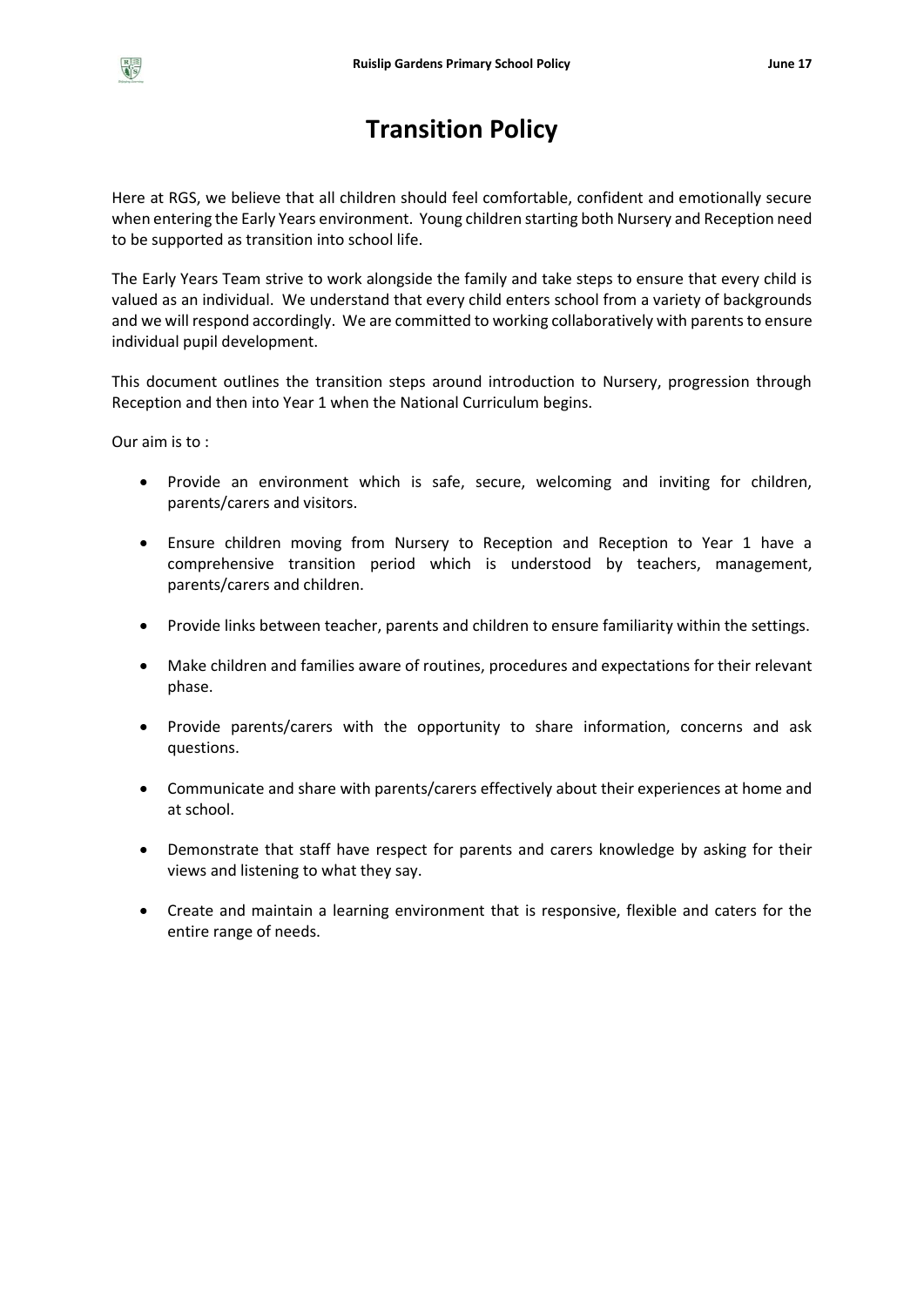# Transition Policy

Here at RGS, we believe that all children should feel comfortable, confident and emotionally secure when entering the Early Years environment. Young children starting both Nursery and Reception need to be supported as transition into school life.

The Early Years Team strive to work alongside the family and take steps to ensure that every child is valued as an individual. We understand that every child enters school from a variety of backgrounds and we will respond accordingly. We are committed to working collaboratively with parents to ensure individual pupil development.

This document outlines the transition steps around introduction to Nursery, progression through Reception and then into Year 1 when the National Curriculum begins.

Our aim is to :

- Provide an environment which is safe, secure, welcoming and inviting for children, parents/carers and visitors.
- Ensure children moving from Nursery to Reception and Reception to Year 1 have a comprehensive transition period which is understood by teachers, management, parents/carers and children.
- Provide links between teacher, parents and children to ensure familiarity within the settings.
- Make children and families aware of routines, procedures and expectations for their relevant phase.
- Provide parents/carers with the opportunity to share information, concerns and ask questions.
- Communicate and share with parents/carers effectively about their experiences at home and at school.
- Demonstrate that staff have respect for parents and carers knowledge by asking for their views and listening to what they say.
- Create and maintain a learning environment that is responsive, flexible and caters for the entire range of needs.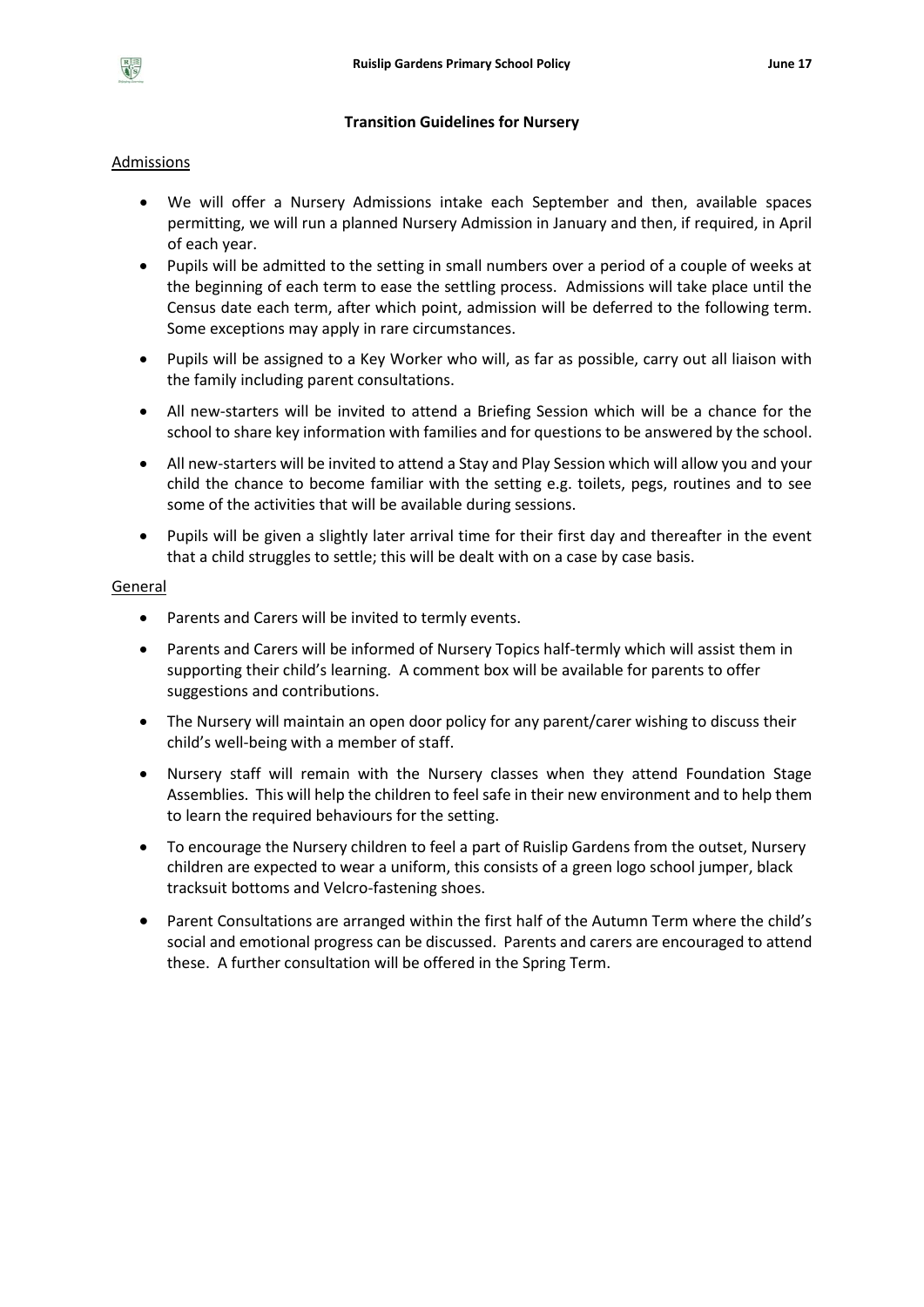## Transition Guidelines for Nursery

### Admissions

- We will offer a Nursery Admissions intake each September and then, available spaces permitting, we will run a planned Nursery Admission in January and then, if required, in April of each year.
- Pupils will be admitted to the setting in small numbers over a period of a couple of weeks at the beginning of each term to ease the settling process. Admissions will take place until the Census date each term, after which point, admission will be deferred to the following term. Some exceptions may apply in rare circumstances.
- Pupils will be assigned to a Key Worker who will, as far as possible, carry out all liaison with the family including parent consultations.
- All new-starters will be invited to attend a Briefing Session which will be a chance for the school to share key information with families and for questions to be answered by the school.
- All new-starters will be invited to attend a Stay and Play Session which will allow you and your child the chance to become familiar with the setting e.g. toilets, pegs, routines and to see some of the activities that will be available during sessions.
- Pupils will be given a slightly later arrival time for their first day and thereafter in the event that a child struggles to settle; this will be dealt with on a case by case basis.

### General

- Parents and Carers will be invited to termly events.
- Parents and Carers will be informed of Nursery Topics half-termly which will assist them in supporting their child's learning. A comment box will be available for parents to offer suggestions and contributions.
- The Nursery will maintain an open door policy for any parent/carer wishing to discuss their child's well-being with a member of staff.
- Nursery staff will remain with the Nursery classes when they attend Foundation Stage Assemblies. This will help the children to feel safe in their new environment and to help them to learn the required behaviours for the setting.
- To encourage the Nursery children to feel a part of Ruislip Gardens from the outset, Nursery children are expected to wear a uniform, this consists of a green logo school jumper, black tracksuit bottoms and Velcro-fastening shoes.
- Parent Consultations are arranged within the first half of the Autumn Term where the child's social and emotional progress can be discussed. Parents and carers are encouraged to attend these. A further consultation will be offered in the Spring Term.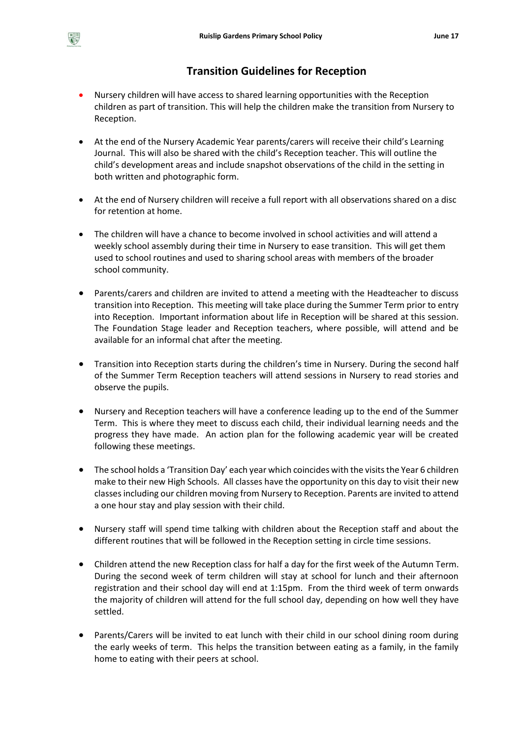## Transition Guidelines for Reception

- Nursery children will have access to shared learning opportunities with the Reception children as part of transition. This will help the children make the transition from Nursery to Reception.
- At the end of the Nursery Academic Year parents/carers will receive their child's Learning Journal. This will also be shared with the child's Reception teacher. This will outline the child's development areas and include snapshot observations of the child in the setting in both written and photographic form.
- At the end of Nursery children will receive a full report with all observations shared on a disc for retention at home.
- The children will have a chance to become involved in school activities and will attend a weekly school assembly during their time in Nursery to ease transition. This will get them used to school routines and used to sharing school areas with members of the broader school community.
- Parents/carers and children are invited to attend a meeting with the Headteacher to discuss transition into Reception. This meeting will take place during the Summer Term prior to entry into Reception. Important information about life in Reception will be shared at this session. The Foundation Stage leader and Reception teachers, where possible, will attend and be available for an informal chat after the meeting.
- Transition into Reception starts during the children's time in Nursery. During the second half of the Summer Term Reception teachers will attend sessions in Nursery to read stories and observe the pupils.
- Nursery and Reception teachers will have a conference leading up to the end of the Summer Term. This is where they meet to discuss each child, their individual learning needs and the progress they have made. An action plan for the following academic year will be created following these meetings.
- The school holds a 'Transition Day' each year which coincides with the visits the Year 6 children make to their new High Schools. All classes have the opportunity on this day to visit their new classes including our children moving from Nursery to Reception. Parents are invited to attend a one hour stay and play session with their child.
- Nursery staff will spend time talking with children about the Reception staff and about the different routines that will be followed in the Reception setting in circle time sessions.
- Children attend the new Reception class for half a day for the first week of the Autumn Term. During the second week of term children will stay at school for lunch and their afternoon registration and their school day will end at 1:15pm. From the third week of term onwards the majority of children will attend for the full school day, depending on how well they have settled.
- Parents/Carers will be invited to eat lunch with their child in our school dining room during the early weeks of term. This helps the transition between eating as a family, in the family home to eating with their peers at school.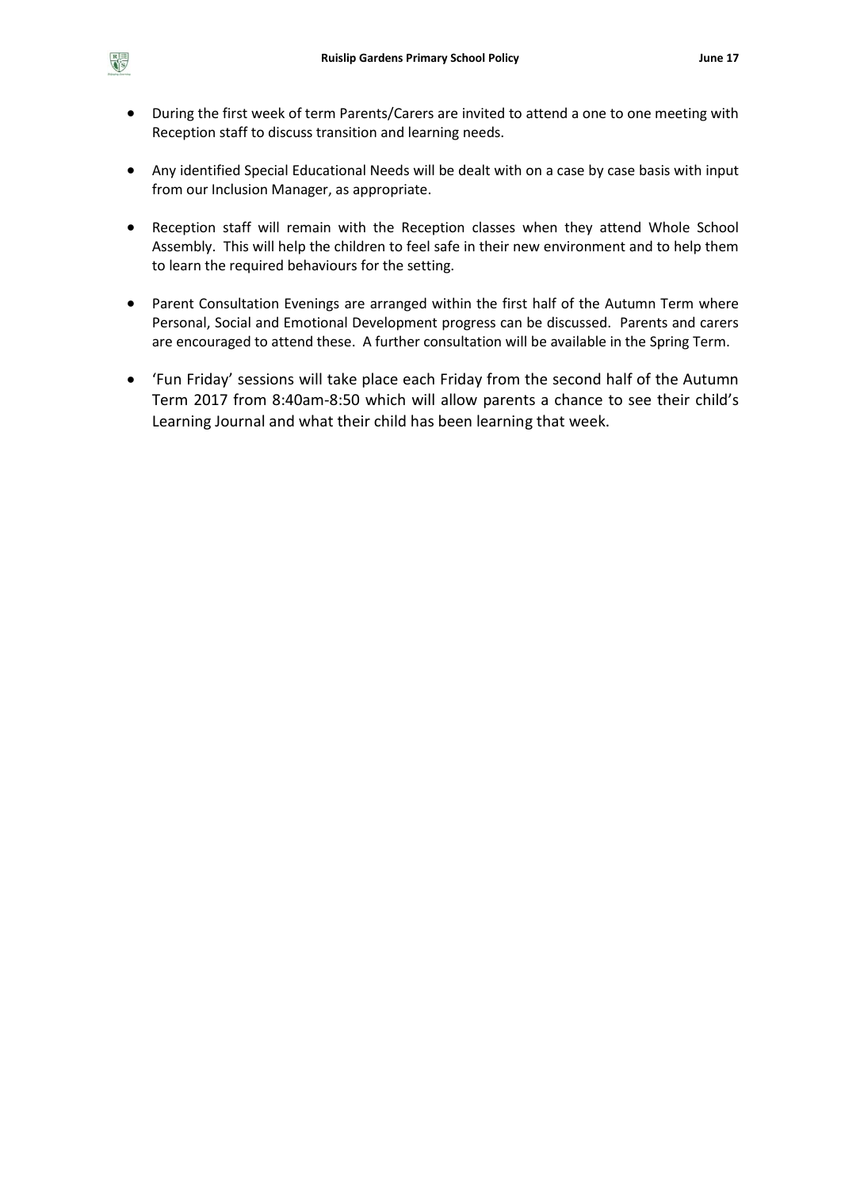- During the first week of term Parents/Carers are invited to attend a one to one meeting with Reception staff to discuss transition and learning needs.

- Any identified Special Educational Needs will be dealt with on a case by case basis with input from our Inclusion Manager, as appropriate.

- Reception staff will remain with the Reception classes when they attend Whole School Assembly. This will help the children to feel safe in their new environment and to help them to learn the required behaviours for the setting.

- Parent Consultation Evenings are arranged within the first half of the Autumn Term where Personal, Social and Emotional Development progress can be discussed. Parents and carers are encouraged to attend these. A further consultation will be available in the Spring Term.

- 'Fun Friday' sessions will take place each Friday from the second half of the Autumn Term 2017 from 8:40am-8:50 which will allow parents a chance to see their child's Learning Journal and what their child has been learning that week.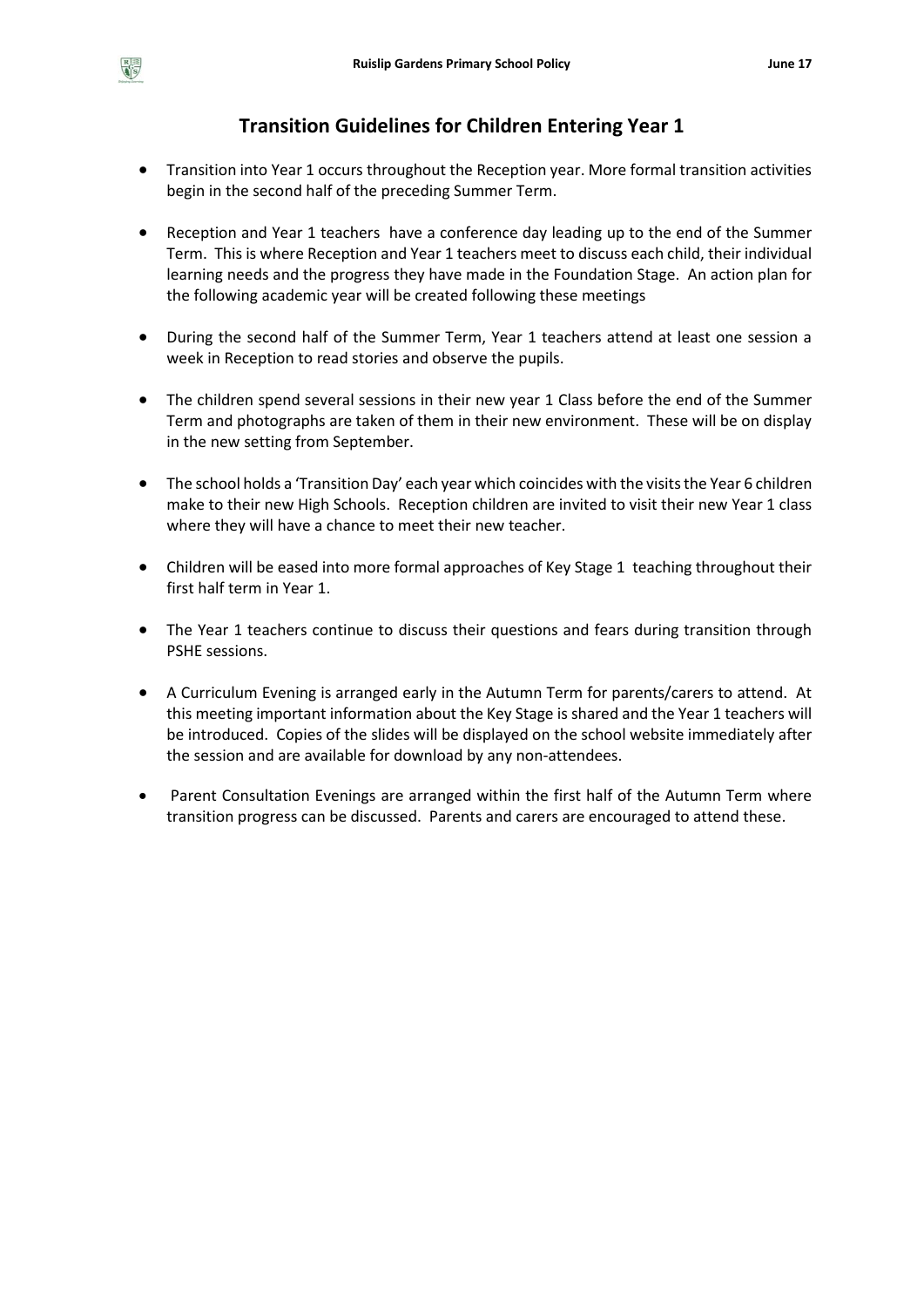## Transition Guidelines for Children Entering Year 1

- Transition into Year 1 occurs throughout the Reception year. More formal transition activities begin in the second half of the preceding Summer Term.
- Reception and Year 1 teachers have a conference day leading up to the end of the Summer Term. This is where Reception and Year 1 teachers meet to discuss each child, their individual learning needs and the progress they have made in the Foundation Stage. An action plan for the following academic year will be created following these meetings
- During the second half of the Summer Term, Year 1 teachers attend at least one session a week in Reception to read stories and observe the pupils.
- The children spend several sessions in their new year 1 Class before the end of the Summer Term and photographs are taken of them in their new environment. These will be on display in the new setting from September.
- The school holds a 'Transition Day' each year which coincides with the visits the Year 6 children make to their new High Schools. Reception children are invited to visit their new Year 1 class where they will have a chance to meet their new teacher.
- Children will be eased into more formal approaches of Key Stage 1 teaching throughout their first half term in Year 1.
- The Year 1 teachers continue to discuss their questions and fears during transition through PSHE sessions.
- A Curriculum Evening is arranged early in the Autumn Term for parents/carers to attend. At this meeting important information about the Key Stage is shared and the Year 1 teachers will be introduced. Copies of the slides will be displayed on the school website immediately after the session and are available for download by any non-attendees.
- Parent Consultation Evenings are arranged within the first half of the Autumn Term where transition progress can be discussed. Parents and carers are encouraged to attend these.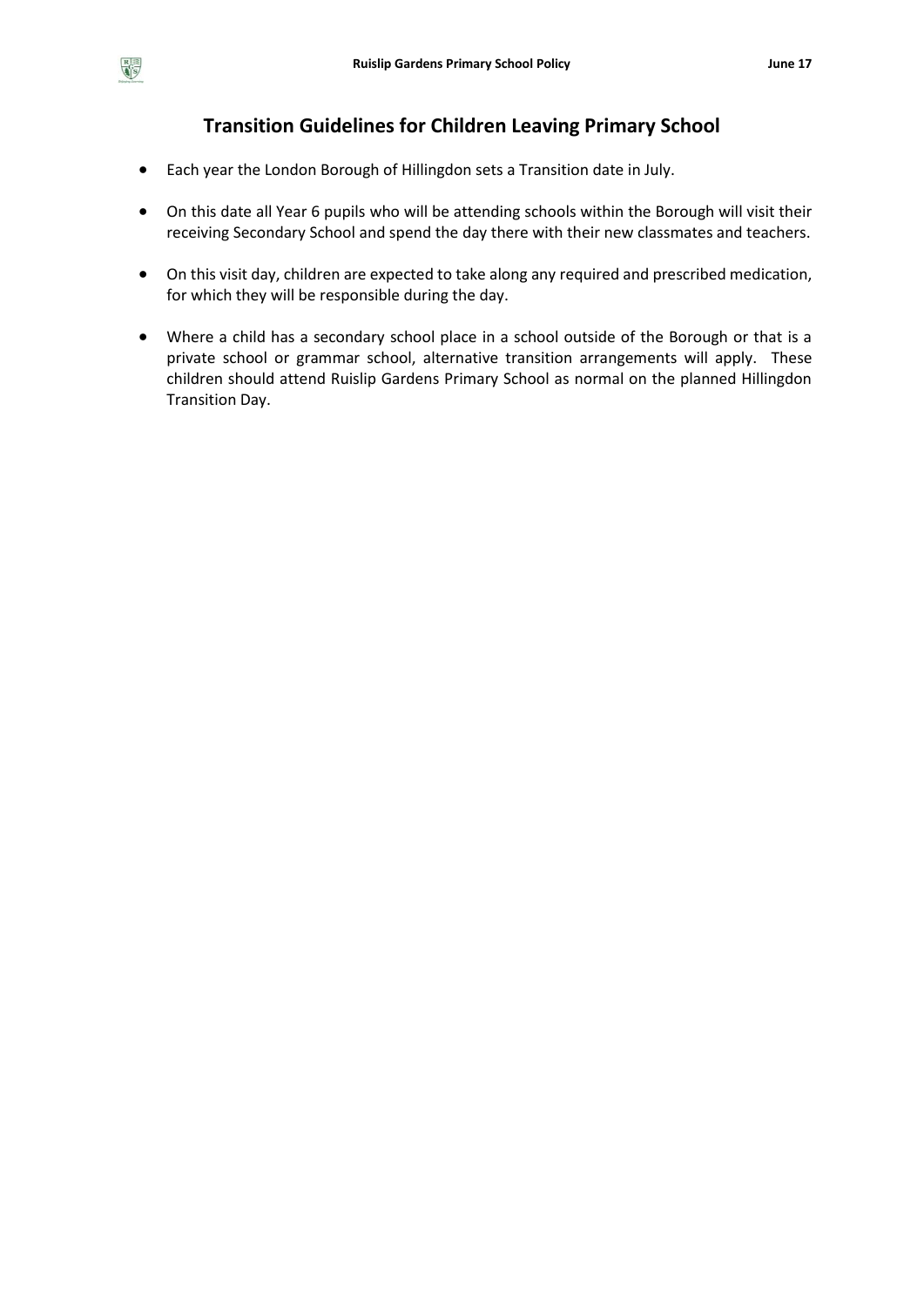## Transition Guidelines for Children Leaving Primary School

- Each year the London Borough of Hillingdon sets a Transition date in July.
- On this date all Year 6 pupils who will be attending schools within the Borough will visit their receiving Secondary School and spend the day there with their new classmates and teachers.
- On this visit day, children are expected to take along any required and prescribed medication, for which they will be responsible during the day.
- Where a child has a secondary school place in a school outside of the Borough or that is a private school or grammar school, alternative transition arrangements will apply. These children should attend Ruislip Gardens Primary School as normal on the planned Hillingdon Transition Day.